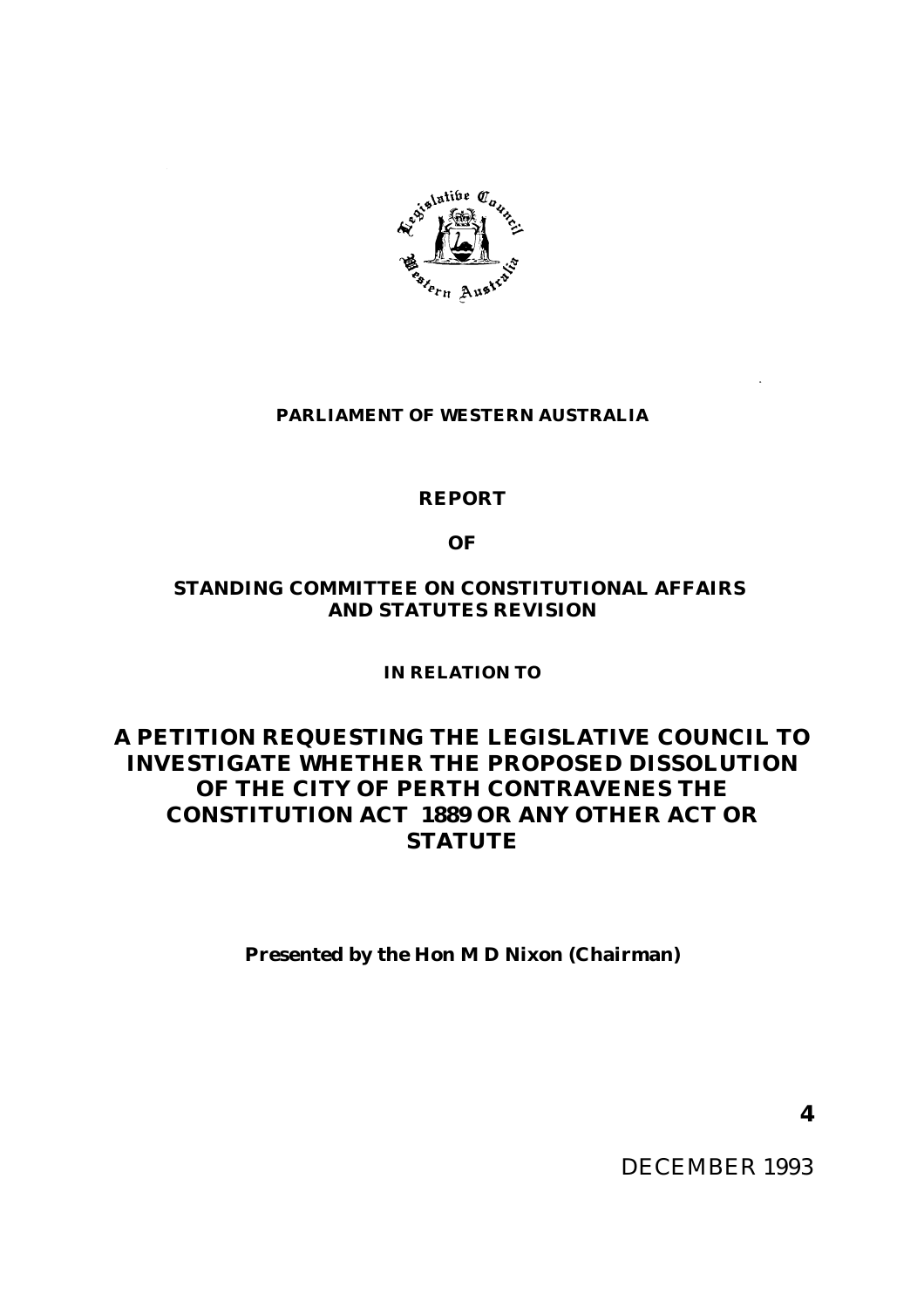**PARLIAMENT OF WESTERN AUSTRALIA**

**REPORT**

**OF**

**STANDING COMMITTEE ON CONSTITUTIONAL AFFAIRS AND STATUTES REVISION**

**IN RELATION TO**

# A PETITION REQUESTING THE LEGISLATIVE COUNCIL TO INVESTIGATE WHETHER THE PROPOSED DISSOLUTION OF THE CITY OF PERTH CONTRAVENES THE CONSTITUTION ACT 1889 OR ANY OTHER ACT OR STATUTE

**Presented by the Hon M D Nixon (Chairman)**

**4**

DECEMBER 1993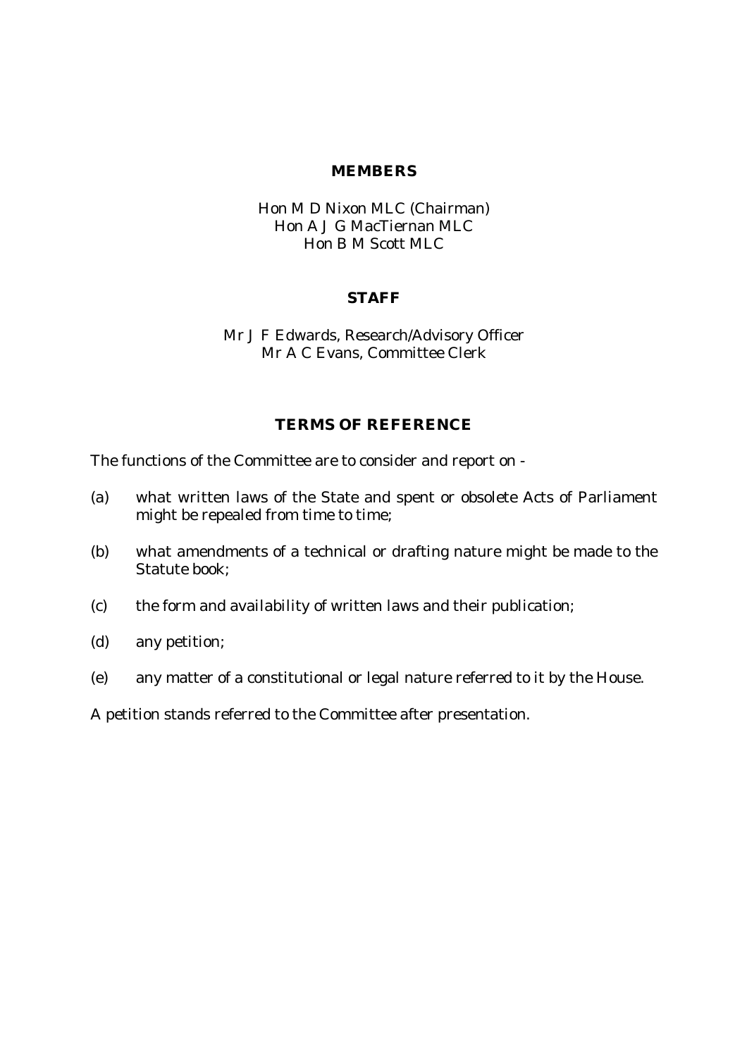## MEMBERS

Hon M D Nixon MLC (Chairman)
Hon A J G MacTiernan MLC
Hon B M Scott MLC

## STAFF

Mr J F Edwards, Research/Advisory Officer
Mr A C Evans, Committee Clerk

## TERMS OF REFERENCE

The functions of the Committee are to consider and report on -

(a) what written laws of the State and spent or obsolete Acts of Parliament might be repealed from time to time;

(b) what amendments of a technical or drafting nature might be made to the Statute book;

(c) the form and availability of written laws and their publication;

(d) any petition;

(e) any matter of a constitutional or legal nature referred to it by the House.

A petition stands referred to the Committee after presentation.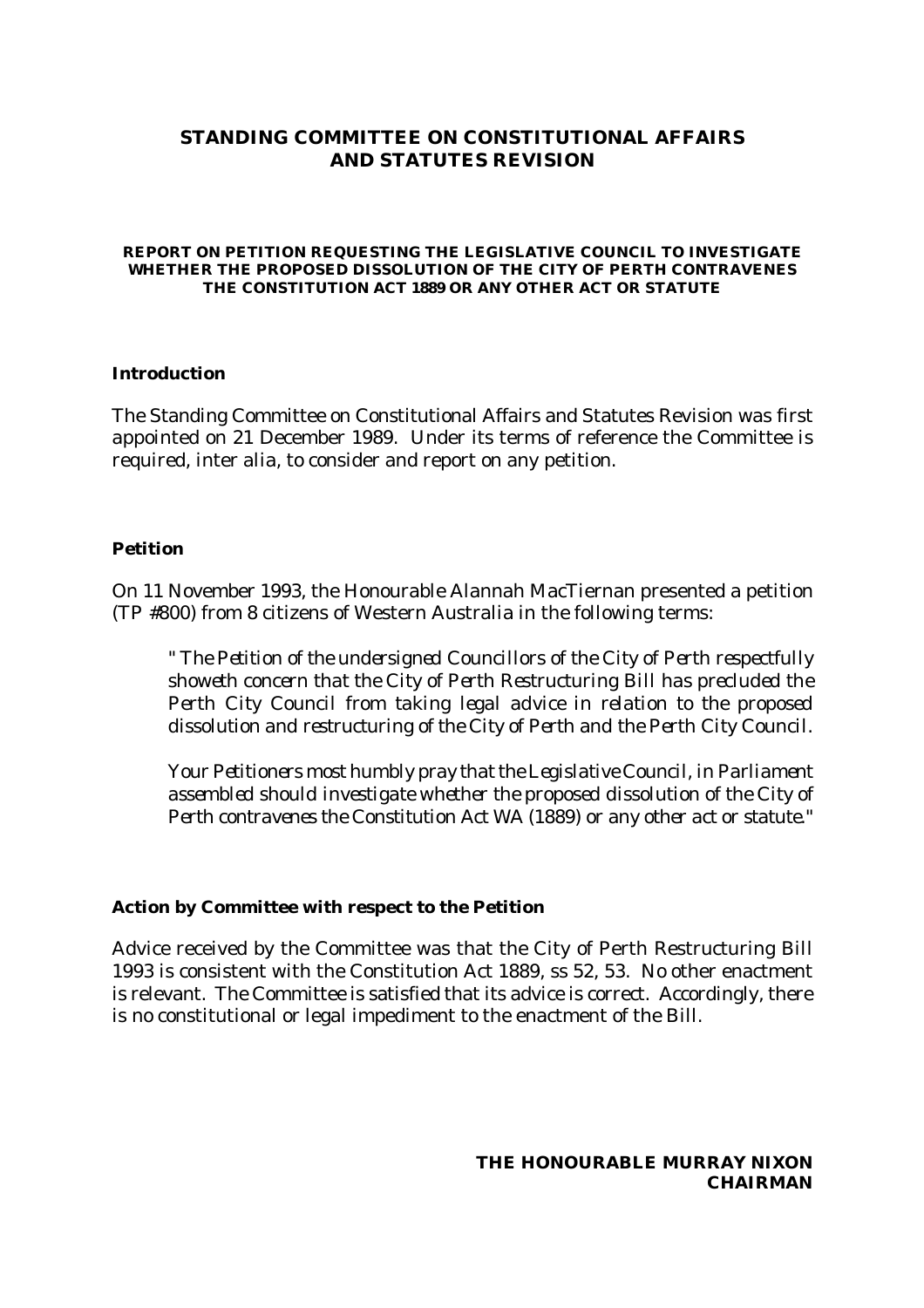# STANDING COMMITTEE ON CONSTITUTIONAL AFFAIRS AND STATUTES REVISION

## REPORT ON PETITION REQUESTING THE LEGISLATIVE COUNCIL TO INVESTIGATE WHETHER THE PROPOSED DISSOLUTION OF THE CITY OF PERTH CONTRAVENES THE CONSTITUTION ACT 1889 OR ANY OTHER ACT OR STATUTE

### Introduction

The Standing Committee on Constitutional Affairs and Statutes Revision was first appointed on 21 December 1989. Under its terms of reference the Committee is required, inter alia, to consider and report on any petition.

### Petition

On 11 November 1993, the Honourable Alannah MacTiernan presented a petition (TP #800) from 8 citizens of Western Australia in the following terms:

> *" The Petition of the undersigned Councillors of the City of Perth respectfully showeth concern that the City of Perth Restructuring Bill has precluded the Perth City Council from taking legal advice in relation to the proposed dissolution and restructuring of the City of Perth and the Perth City Council.*
>
> *Your Petitioners most humbly pray that the Legislative Council, in Parliament assembled should investigate whether the proposed dissolution of the City of Perth contravenes the Constitution Act WA (1889) or any other act or statute."*

### Action by Committee with respect to the Petition

Advice received by the Committee was that the City of Perth Restructuring Bill 1993 is consistent with the Constitution Act 1889, ss 52, 53. No other enactment is relevant. The Committee is satisfied that its advice is correct. Accordingly, there is no constitutional or legal impediment to the enactment of the Bill.

**THE HONOURABLE MURRAY NIXON**
**CHAIRMAN**